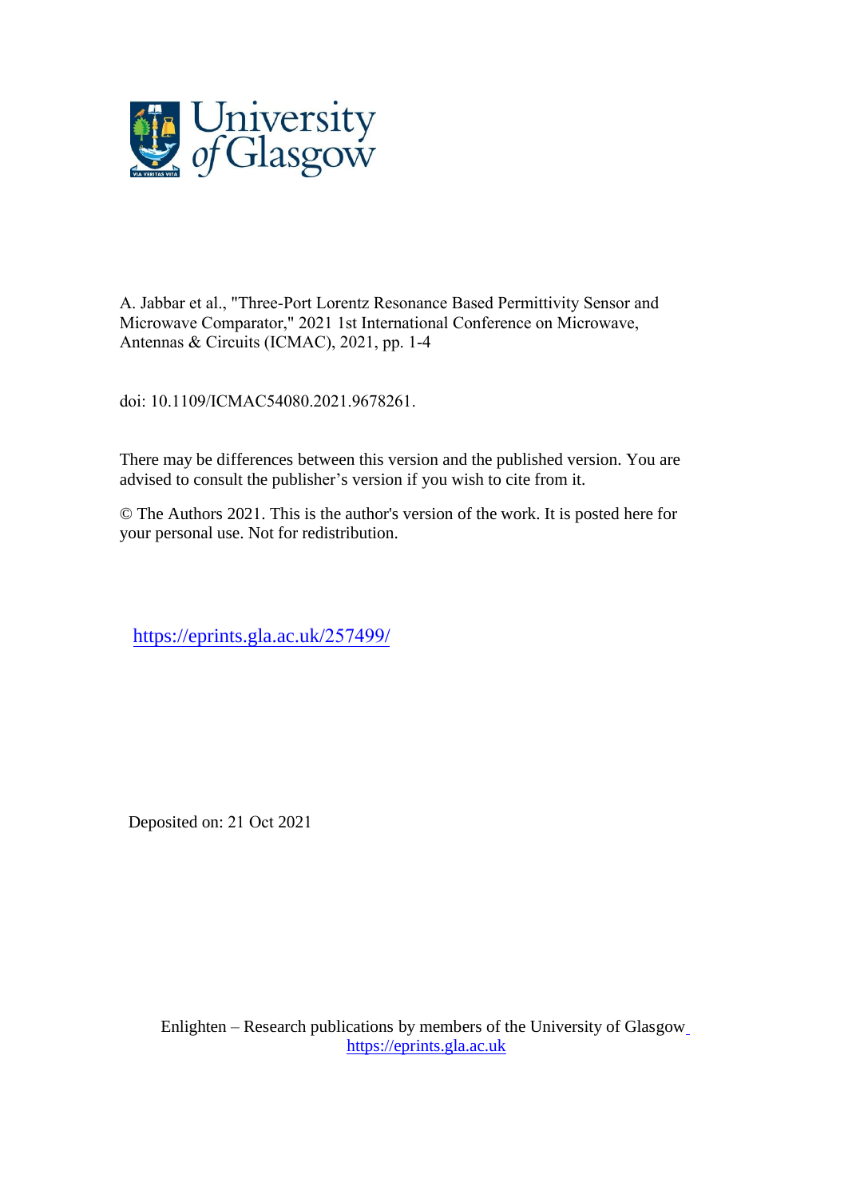University of Glasgow

A. Jabbar et al., "Three-Port Lorentz Resonance Based Permittivity Sensor and Microwave Comparator," 2021 1st International Conference on Microwave, Antennas & Circuits (ICMAC), 2021, pp. 1-4

doi: 10.1109/ICMAC54080.2021.9678261.

There may be differences between this version and the published version. You are advised to consult the publisher's version if you wish to cite from it.

© The Authors 2021. This is the author's version of the work. It is posted here for your personal use. Not for redistribution.

https://eprints.gla.ac.uk/257499/

Deposited on: 21 Oct 2021

Enlighten – Research publications by members of the University of Glasgow
https://eprints.gla.ac.uk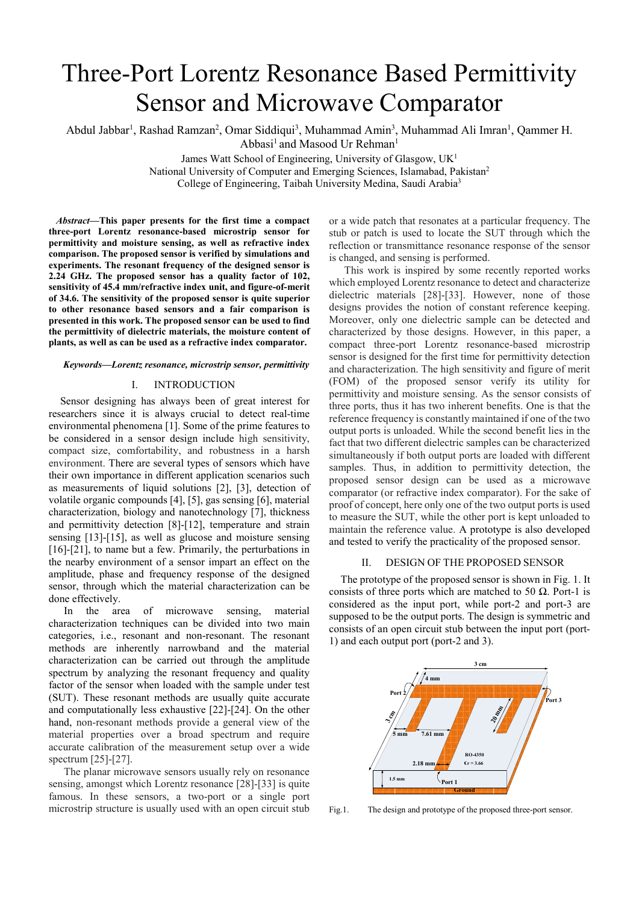# Three-Port Lorentz Resonance Based Permittivity Sensor and Microwave Comparator

Abdul Jabbar[1], Rashad Ramzan[2], Omar Siddiqui[3], Muhammad Amin[3], Muhammad Ali Imran[1], Qammer H. Abbasi[1] and Masood Ur Rehman[1]

James Watt School of Engineering, University of Glasgow, UK[1]
National University of Computer and Emerging Sciences, Islamabad, Pakistan[2]
College of Engineering, Taibah University Medina, Saudi Arabia[3]

***Abstract*—This paper presents for the first time a compact three-port Lorentz resonance-based microstrip sensor for permittivity and moisture sensing, as well as refractive index comparison. The proposed sensor is verified by simulations and experiments. The resonant frequency of the designed sensor is 2.24 GHz. The proposed sensor has a quality factor of 102, sensitivity of 45.4 mm/refractive index unit, and figure-of-merit of 34.6. The sensitivity of the proposed sensor is quite superior to other resonance based sensors and a fair comparison is presented in this work. The proposed sensor can be used to find the permittivity of dielectric materials, the moisture content of plants, as well as can be used as a refractive index comparator.**

***Keywords*—Lorentz resonance, microstrip sensor, permittivity**

## I. INTRODUCTION

Sensor designing has always been of great interest for researchers since it is always crucial to detect real-time environmental phenomena [1]. Some of the prime features to be considered in a sensor design include high sensitivity, compact size, comfortability, and robustness in a harsh environment. There are several types of sensors which have their own importance in different application scenarios such as measurements of liquid solutions [2], [3], detection of volatile organic compounds [4], [5], gas sensing [6], material characterization, biology and nanotechnology [7], thickness and permittivity detection [8]-[12], temperature and strain sensing [13]-[15], as well as glucose and moisture sensing [16]-[21], to name but a few. Primarily, the perturbations in the nearby environment of a sensor impart an effect on the amplitude, phase and frequency response of the designed sensor, through which the material characterization can be done effectively.

In the area of microwave sensing, material characterization techniques can be divided into two main categories, i.e., resonant and non-resonant. The resonant methods are inherently narrowband and the material characterization can be carried out through the amplitude spectrum by analyzing the resonant frequency and quality factor of the sensor when loaded with the sample under test (SUT). These resonant methods are usually quite accurate and computationally less exhaustive [22]-[24]. On the other hand, non-resonant methods provide a general view of the material properties over a broad spectrum and require accurate calibration of the measurement setup over a wide spectrum [25]-[27].

The planar microwave sensors usually rely on resonance sensing, amongst which Lorentz resonance [28]-[33] is quite famous. In these sensors, a two-port or a single port microstrip structure is usually used with an open circuit stub or a wide patch that resonates at a particular frequency. The stub or patch is used to locate the SUT through which the reflection or transmittance resonance response of the sensor is changed, and sensing is performed.

This work is inspired by some recently reported works which employed Lorentz resonance to detect and characterize dielectric materials [28]-[33]. However, none of those designs provides the notion of constant reference keeping. Moreover, only one dielectric sample can be detected and characterized by those designs. However, in this paper, a compact three-port Lorentz resonance-based microstrip sensor is designed for the first time for permittivity detection and characterization. The high sensitivity and figure of merit (FOM) of the proposed sensor verify its utility for permittivity and moisture sensing. As the sensor consists of three ports, thus it has two inherent benefits. One is that the reference frequency is constantly maintained if one of the two output ports is unloaded. While the second benefit lies in the fact that two different dielectric samples can be characterized simultaneously if both output ports are loaded with different samples. Thus, in addition to permittivity detection, the proposed sensor design can be used as a microwave comparator (or refractive index comparator). For the sake of proof of concept, here only one of the two output ports is used to measure the SUT, while the other port is kept unloaded to maintain the reference value. A prototype is also developed and tested to verify the practicality of the proposed sensor.

## II. DESIGN OF THE PROPOSED SENSOR

The prototype of the proposed sensor is shown in Fig. 1. It consists of three ports which are matched to 50 Ω. Port-1 is considered as the input port, while port-2 and port-3 are supposed to be the output ports. The design is symmetric and consists of an open circuit stub between the input port (port-1) and each output port (port-2 and 3).

Fig.1. The design and prototype of the proposed three-port sensor.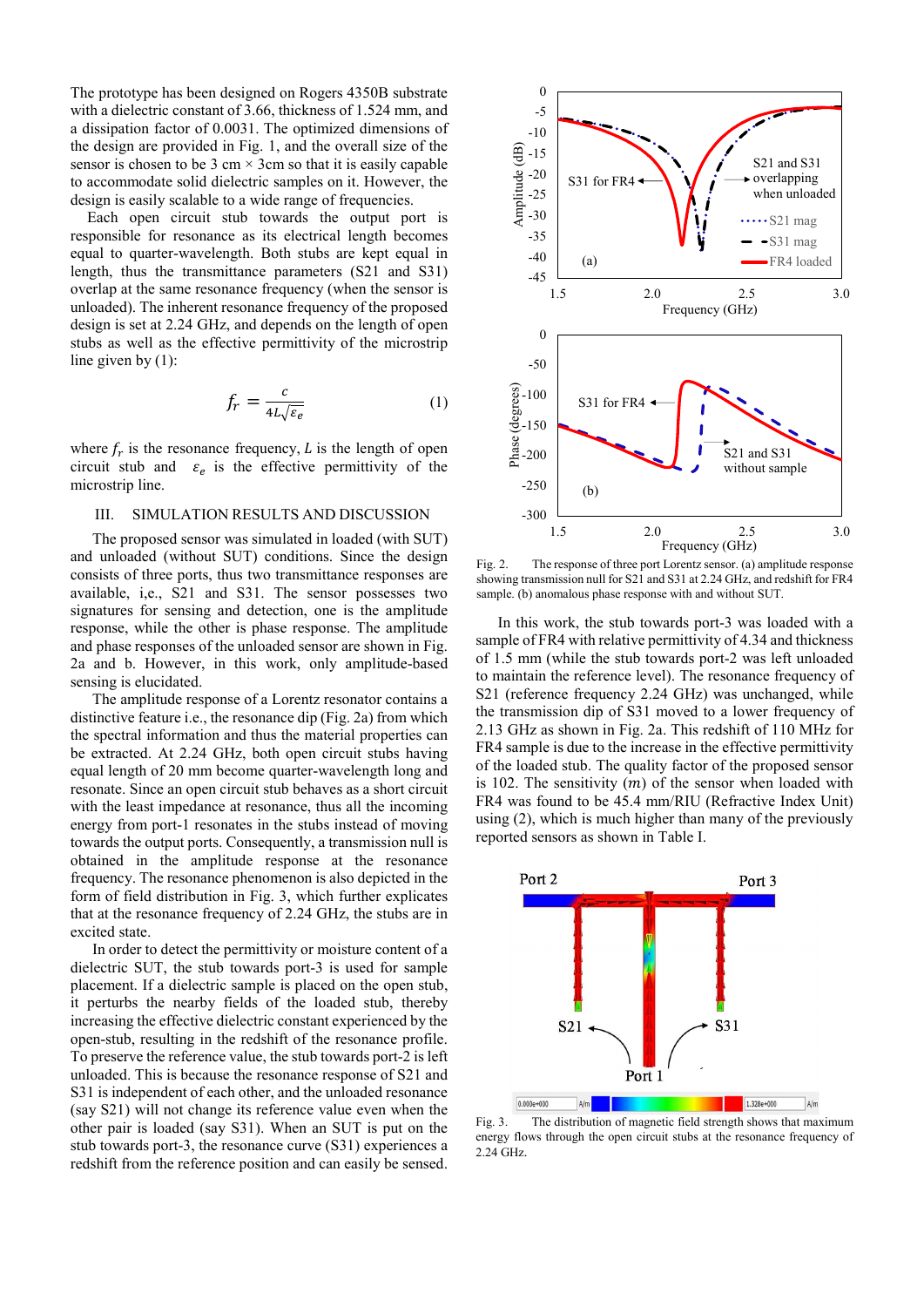The prototype has been designed on Rogers 4350B substrate with a dielectric constant of 3.66, thickness of 1.524 mm, and a dissipation factor of 0.0031. The optimized dimensions of the design are provided in Fig. 1, and the overall size of the sensor is chosen to be 3 cm × 3cm so that it is easily capable to accommodate solid dielectric samples on it. However, the design is easily scalable to a wide range of frequencies.

Each open circuit stub towards the output port is responsible for resonance as its electrical length becomes equal to quarter-wavelength. Both stubs are kept equal in length, thus the transmittance parameters (S21 and S31) overlap at the same resonance frequency (when the sensor is unloaded). The inherent resonance frequency of the proposed design is set at 2.24 GHz, and depends on the length of open stubs as well as the effective permittivity of the microstrip line given by (1):

$$f_r = \frac{c}{4L\sqrt{\varepsilon_e}} \tag{1}$$

where $f_r$ is the resonance frequency, $L$ is the length of open circuit stub and $\varepsilon_e$ is the effective permittivity of the microstrip line.

## III. SIMULATION RESULTS AND DISCUSSION

The proposed sensor was simulated in loaded (with SUT) and unloaded (without SUT) conditions. Since the design consists of three ports, thus two transmittance responses are available, i,e., S21 and S31. The sensor possesses two signatures for sensing and detection, one is the amplitude response, while the other is phase response. The amplitude and phase responses of the unloaded sensor are shown in Fig. 2a and b. However, in this work, only amplitude-based sensing is elucidated.

The amplitude response of a Lorentz resonator contains a distinctive feature i.e., the resonance dip (Fig. 2a) from which the spectral information and thus the material properties can be extracted. At 2.24 GHz, both open circuit stubs having equal length of 20 mm become quarter-wavelength long and resonate. Since an open circuit stub behaves as a short circuit with the least impedance at resonance, thus all the incoming energy from port-1 resonates in the stubs instead of moving towards the output ports. Consequently, a transmission null is obtained in the amplitude response at the resonance frequency. The resonance phenomenon is also depicted in the form of field distribution in Fig. 3, which further explicates that at the resonance frequency of 2.24 GHz, the stubs are in excited state.

In order to detect the permittivity or moisture content of a dielectric SUT, the stub towards port-3 is used for sample placement. If a dielectric sample is placed on the open stub, it perturbs the nearby fields of the loaded stub, thereby increasing the effective dielectric constant experienced by the open-stub, resulting in the redshift of the resonance profile. To preserve the reference value, the stub towards port-2 is left unloaded. This is because the resonance response of S21 and S31 is independent of each other, and the unloaded resonance (say S21) will not change its reference value even when the other pair is loaded (say S31). When an SUT is put on the stub towards port-3, the resonance curve (S31) experiences a redshift from the reference position and can easily be sensed.

Fig. 2. The response of three port Lorentz sensor. (a) amplitude response showing transmission null for S21 and S31 at 2.24 GHz, and redshift for FR4 sample. (b) anomalous phase response with and without SUT.

In this work, the stub towards port-3 was loaded with a sample of FR4 with relative permittivity of 4.34 and thickness of 1.5 mm (while the stub towards port-2 was left unloaded to maintain the reference level). The resonance frequency of S21 (reference frequency 2.24 GHz) was unchanged, while the transmission dip of S31 moved to a lower frequency of 2.13 GHz as shown in Fig. 2a. This redshift of 110 MHz for FR4 sample is due to the increase in the effective permittivity of the loaded stub. The quality factor of the proposed sensor is 102. The sensitivity ($m$) of the sensor when loaded with FR4 was found to be 45.4 mm/RIU (Refractive Index Unit) using (2), which is much higher than many of the previously reported sensors as shown in Table I.

Fig. 3. The distribution of magnetic field strength shows that maximum energy flows through the open circuit stubs at the resonance frequency of 2.24 GHz.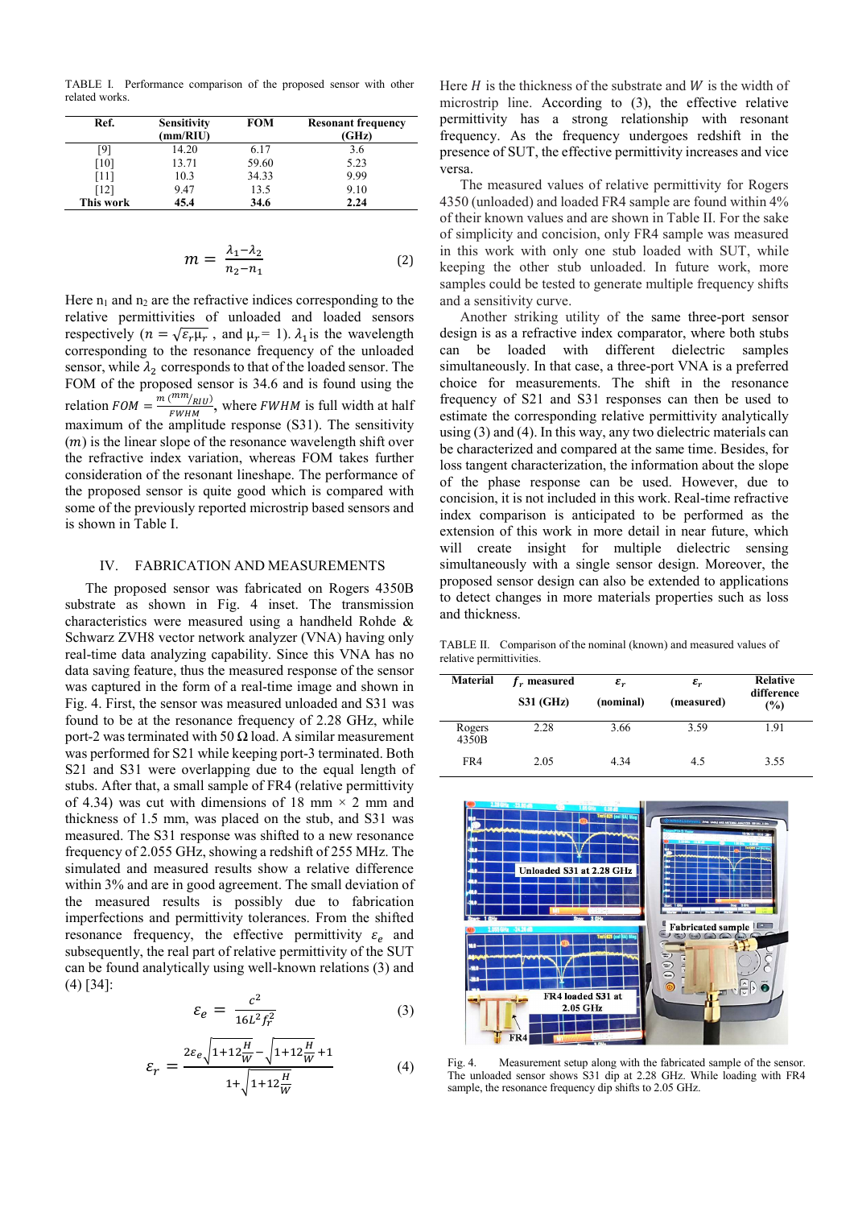TABLE I. Performance comparison of the proposed sensor with other related works.

| Ref. | Sensitivity (mm/RIU) | FOM | Resonant frequency (GHz) |
|---|---|---|---|
| [9] | 14.20 | 6.17 | 3.6 |
| [10] | 13.71 | 59.60 | 5.23 |
| [11] | 10.3 | 34.33 | 9.99 |
| [12] | 9.47 | 13.5 | 9.10 |
| **This work** | **45.4** | **34.6** | **2.24** |

$$m = \frac{\lambda_1 - \lambda_2}{n_2 - n_1} \tag{2}$$

Here $n_1$ and $n_2$ are the refractive indices corresponding to the relative permittivities of unloaded and loaded sensors respectively ($n = \sqrt{\varepsilon_r \mu_r}$ , and $\mu_r = 1$). $\lambda_1$ is the wavelength corresponding to the resonance frequency of the unloaded sensor, while $\lambda_2$ corresponds to that of the loaded sensor. The FOM of the proposed sensor is 34.6 and is found using the relation $FOM = \frac{m\,(mm/RIU)}{FWHM}$, where $FWHM$ is full width at half maximum of the amplitude response (S31). The sensitivity ($m$) is the linear slope of the resonance wavelength shift over the refractive index variation, whereas FOM takes further consideration of the resonant lineshape. The performance of the proposed sensor is quite good which is compared with some of the previously reported microstrip based sensors and is shown in Table I.

## IV. FABRICATION AND MEASUREMENTS

The proposed sensor was fabricated on Rogers 4350B substrate as shown in Fig. 4 inset. The transmission characteristics were measured using a handheld Rohde & Schwarz ZVH8 vector network analyzer (VNA) having only real-time data analyzing capability. Since this VNA has no data saving feature, thus the measured response of the sensor was captured in the form of a real-time image and shown in Fig. 4. First, the sensor was measured unloaded and S31 was found to be at the resonance frequency of 2.28 GHz, while port-2 was terminated with 50 Ω load. A similar measurement was performed for S21 while keeping port-3 terminated. Both S21 and S31 were overlapping due to the equal length of stubs. After that, a small sample of FR4 (relative permittivity of 4.34) was cut with dimensions of 18 mm × 2 mm and thickness of 1.5 mm, was placed on the stub, and S31 was measured. The S31 response was shifted to a new resonance frequency of 2.055 GHz, showing a redshift of 255 MHz. The simulated and measured results show a relative difference within 3% and are in good agreement. The small deviation of the measured results is possibly due to fabrication imperfections and permittivity tolerances. From the shifted resonance frequency, the effective permittivity $\varepsilon_e$ and subsequently, the real part of relative permittivity of the SUT can be found analytically using well-known relations (3) and (4) [34]:

$$\varepsilon_e = \frac{c^2}{16L^2 f_r^2} \tag{3}$$

$$\varepsilon_r = \frac{2\varepsilon_e\sqrt{1+12\frac{H}{W}} - \sqrt{1+12\frac{H}{W}} + 1}{1+\sqrt{1+12\frac{H}{W}}} \tag{4}$$

Here $H$ is the thickness of the substrate and $W$ is the width of microstrip line. According to (3), the effective relative permittivity has a strong relationship with resonant frequency. As the frequency undergoes redshift in the presence of SUT, the effective permittivity increases and vice versa.

The measured values of relative permittivity for Rogers 4350 (unloaded) and loaded FR4 sample are found within 4% of their known values and are shown in Table II. For the sake of simplicity and concision, only FR4 sample was measured in this work with only one stub loaded with SUT, while keeping the other stub unloaded. In future work, more samples could be tested to generate multiple frequency shifts and a sensitivity curve.

Another striking utility of the same three-port sensor design is as a refractive index comparator, where both stubs can be loaded with different dielectric samples simultaneously. In that case, a three-port VNA is a preferred choice for measurements. The shift in the resonance frequency of S21 and S31 responses can then be used to estimate the corresponding relative permittivity analytically using (3) and (4). In this way, any two dielectric materials can be characterized and compared at the same time. Besides, for loss tangent characterization, the information about the slope of the phase response can be used. However, due to concision, it is not included in this work. Real-time refractive index comparison is anticipated to be performed as the extension of this work in more detail in near future, which will create insight for multiple dielectric sensing simultaneously with a single sensor design. Moreover, the proposed sensor design can also be extended to applications to detect changes in more materials properties such as loss and thickness.

TABLE II. Comparison of the nominal (known) and measured values of relative permittivities.

| Material | $f_r$ measured S31 (GHz) | $\varepsilon_r$ (nominal) | $\varepsilon_r$ (measured) | Relative difference (%) |
|---|---|---|---|---|
| Rogers 4350B | 2.28 | 3.66 | 3.59 | 1.91 |
| FR4 | 2.05 | 4.34 | 4.5 | 3.55 |

Fig. 4. Measurement setup along with the fabricated sample of the sensor. The unloaded sensor shows S31 dip at 2.28 GHz. While loading with FR4 sample, the resonance frequency dip shifts to 2.05 GHz.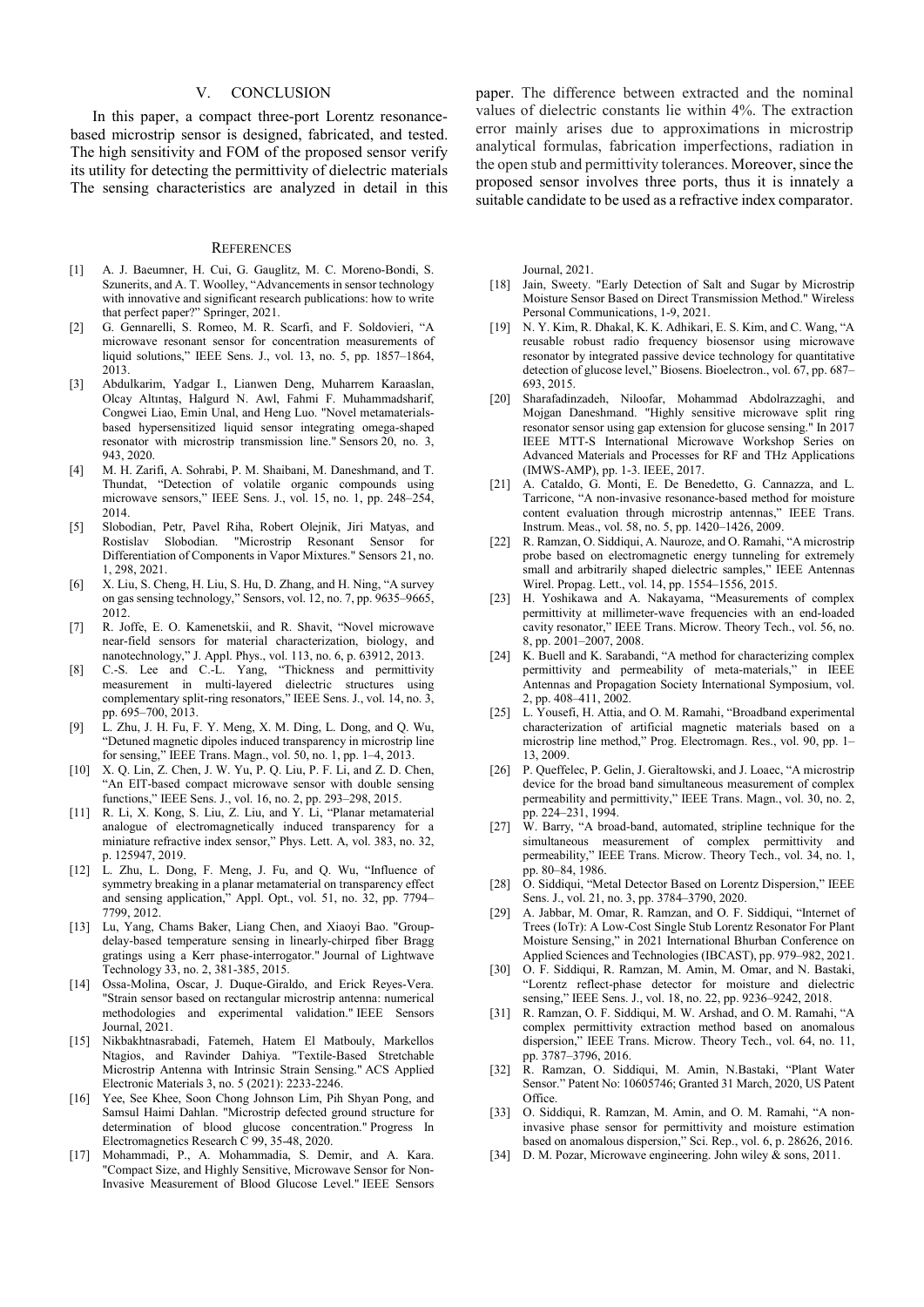## V. CONCLUSION

In this paper, a compact three-port Lorentz resonance-based microstrip sensor is designed, fabricated, and tested. The high sensitivity and FOM of the proposed sensor verify its utility for detecting the permittivity of dielectric materials The sensing characteristics are analyzed in detail in this paper. The difference between extracted and the nominal values of dielectric constants lie within 4%. The extraction error mainly arises due to approximations in microstrip analytical formulas, fabrication imperfections, radiation in the open stub and permittivity tolerances. Moreover, since the proposed sensor involves three ports, thus it is innately a suitable candidate to be used as a refractive index comparator.

## REFERENCES

[1] A. J. Baeumner, H. Cui, G. Gauglitz, M. C. Moreno-Bondi, S. Szunerits, and A. T. Woolley, "Advancements in sensor technology with innovative and significant research publications: how to write that perfect paper?" Springer, 2021.

[2] G. Gennarelli, S. Romeo, M. R. Scarfì, and F. Soldovieri, "A microwave resonant sensor for concentration measurements of liquid solutions," IEEE Sens. J., vol. 13, no. 5, pp. 1857–1864, 2013.

[3] Abdulkarim, Yadgar I., Lianwen Deng, Muharrem Karaaslan, Olcay Altıntaş, Halgurd N. Awl, Fahmi F. Muhammadsharif, Congwei Liao, Emin Unal, and Heng Luo. "Novel metamaterials-based hypersensitized liquid sensor integrating omega-shaped resonator with microstrip transmission line." Sensors 20, no. 3, 943, 2020.

[4] M. H. Zarifi, A. Sohrabi, P. M. Shaibani, M. Daneshmand, and T. Thundat, "Detection of volatile organic compounds using microwave sensors," IEEE Sens. J., vol. 15, no. 1, pp. 248–254, 2014.

[5] Slobodian, Petr, Pavel Riha, Robert Olejnik, Jiri Matyas, and Rostislav Slobodian. "Microstrip Resonant Sensor for Differentiation of Components in Vapor Mixtures." Sensors 21, no. 1, 298, 2021.

[6] X. Liu, S. Cheng, H. Liu, S. Hu, D. Zhang, and H. Ning, "A survey on gas sensing technology," Sensors, vol. 12, no. 7, pp. 9635–9665, 2012.

[7] R. Joffe, E. O. Kamenetskii, and R. Shavit, "Novel microwave near-field sensors for material characterization, biology, and nanotechnology," J. Appl. Phys., vol. 113, no. 6, p. 63912, 2013.

[8] C.-S. Lee and C.-L. Yang, "Thickness and permittivity measurement in multi-layered dielectric structures using complementary split-ring resonators," IEEE Sens. J., vol. 14, no. 3, pp. 695–700, 2013.

[9] L. Zhu, J. H. Fu, F. Y. Meng, X. M. Ding, L. Dong, and Q. Wu, "Detuned magnetic dipoles induced transparency in microstrip line for sensing," IEEE Trans. Magn., vol. 50, no. 1, pp. 1–4, 2013.

[10] X. Q. Lin, Z. Chen, J. W. Yu, P. Q. Liu, P. F. Li, and Z. D. Chen, "An EIT-based compact microwave sensor with double sensing functions," IEEE Sens. J., vol. 16, no. 2, pp. 293–298, 2015.

[11] R. Li, X. Kong, S. Liu, Z. Liu, and Y. Li, "Planar metamaterial analogue of electromagnetically induced transparency for a miniature refractive index sensor," Phys. Lett. A, vol. 383, no. 32, p. 125947, 2019.

[12] L. Zhu, L. Dong, F. Meng, J. Fu, and Q. Wu, "Influence of symmetry breaking in a planar metamaterial on transparency effect and sensing application," Appl. Opt., vol. 51, no. 32, pp. 7794–7799, 2012.

[13] Lu, Yang, Chams Baker, Liang Chen, and Xiaoyi Bao. "Group-delay-based temperature sensing in linearly-chirped fiber Bragg gratings using a Kerr phase-interrogator." Journal of Lightwave Technology 33, no. 2, 381-385, 2015.

[14] Ossa-Molina, Oscar, J. Duque-Giraldo, and Erick Reyes-Vera. "Strain sensor based on rectangular microstrip antenna: numerical methodologies and experimental validation." IEEE Sensors Journal, 2021.

[15] Nikbakhtnasrabadi, Fatemeh, Hatem El Matbouly, Markellos Ntagios, and Ravinder Dahiya. "Textile-Based Stretchable Microstrip Antenna with Intrinsic Strain Sensing." ACS Applied Electronic Materials 3, no. 5 (2021): 2233-2246.

[16] Yee, See Khee, Soon Chong Johnson Lim, Pih Shyan Pong, and Samsul Haimi Dahlan. "Microstrip defected ground structure for determination of blood glucose concentration." Progress In Electromagnetics Research C 99, 35-48, 2020.

[17] Mohammadi, P., A. Mohammadia, S. Demir, and A. Kara. "Compact Size, and Highly Sensitive, Microwave Sensor for Non-Invasive Measurement of Blood Glucose Level." IEEE Sensors Journal, 2021.

[18] Jain, Sweety. "Early Detection of Salt and Sugar by Microstrip Moisture Sensor Based on Direct Transmission Method." Wireless Personal Communications, 1-9, 2021.

[19] N. Y. Kim, R. Dhakal, K. K. Adhikari, E. S. Kim, and C. Wang, "A reusable robust radio frequency biosensor using microwave resonator by integrated passive device technology for quantitative detection of glucose level," Biosens. Bioelectron., vol. 67, pp. 687–693, 2015.

[20] Sharafadinzadeh, Niloofar, Mohammad Abdolrazzaghi, and Mojgan Daneshmand. "Highly sensitive microwave split ring resonator sensor using gap extension for glucose sensing." In 2017 IEEE MTT-S International Microwave Workshop Series on Advanced Materials and Processes for RF and THz Applications (IMWS-AMP), pp. 1-3. IEEE, 2017.

[21] A. Cataldo, G. Monti, E. De Benedetto, G. Cannazza, and L. Tarricone, "A non-invasive resonance-based method for moisture content evaluation through microstrip antennas," IEEE Trans. Instrum. Meas., vol. 58, no. 5, pp. 1420–1426, 2009.

[22] R. Ramzan, O. Siddiqui, A. Nauroze, and O. Ramahi, "A microstrip probe based on electromagnetic energy tunneling for extremely small and arbitrarily shaped dielectric samples," IEEE Antennas Wirel. Propag. Lett., vol. 14, pp. 1554–1556, 2015.

[23] H. Yoshikawa and A. Nakayama, "Measurements of complex permittivity at millimeter-wave frequencies with an end-loaded cavity resonator," IEEE Trans. Microw. Theory Tech., vol. 56, no. 8, pp. 2001–2007, 2008.

[24] K. Buell and K. Sarabandi, "A method for characterizing complex permittivity and permeability of meta-materials," in IEEE Antennas and Propagation Society International Symposium, vol. 2, pp. 408–411, 2002.

[25] L. Yousefi, H. Attia, and O. M. Ramahi, "Broadband experimental characterization of artificial magnetic materials based on a microstrip line method," Prog. Electromagn. Res., vol. 90, pp. 1–13, 2009.

[26] P. Queffelec, P. Gelin, J. Gieraltowski, and J. Loaec, "A microstrip device for the broad band simultaneous measurement of complex permeability and permittivity," IEEE Trans. Magn., vol. 30, no. 2, pp. 224–231, 1994.

[27] W. Barry, "A broad-band, automated, stripline technique for the simultaneous measurement of complex permittivity and permeability," IEEE Trans. Microw. Theory Tech., vol. 34, no. 1, pp. 80–84, 1986.

[28] O. Siddiqui, "Metal Detector Based on Lorentz Dispersion," IEEE Sens. J., vol. 21, no. 3, pp. 3784–3790, 2020.

[29] A. Jabbar, M. Omar, R. Ramzan, and O. F. Siddiqui, "Internet of Trees (IoTr): A Low-Cost Single Stub Lorentz Resonator For Plant Moisture Sensing," in 2021 International Bhurban Conference on Applied Sciences and Technologies (IBCAST), pp. 979–982, 2021.

[30] O. F. Siddiqui, R. Ramzan, M. Amin, M. Omar, and N. Bastaki, "Lorentz reflect-phase detector for moisture and dielectric sensing," IEEE Sens. J., vol. 18, no. 22, pp. 9236–9242, 2018.

[31] R. Ramzan, O. F. Siddiqui, M. W. Arshad, and O. M. Ramahi, "A complex permittivity extraction method based on anomalous dispersion," IEEE Trans. Microw. Theory Tech., vol. 64, no. 11, pp. 3787–3796, 2016.

[32] R. Ramzan, O. Siddiqui, M. Amin, N.Bastaki, "Plant Water Sensor." Patent No: 10605746; Granted 31 March, 2020, US Patent Office.

[33] O. Siddiqui, R. Ramzan, M. Amin, and O. M. Ramahi, "A non-invasive phase sensor for permittivity and moisture estimation based on anomalous dispersion," Sci. Rep., vol. 6, p. 28626, 2016.

[34] D. M. Pozar, Microwave engineering. John wiley & sons, 2011.